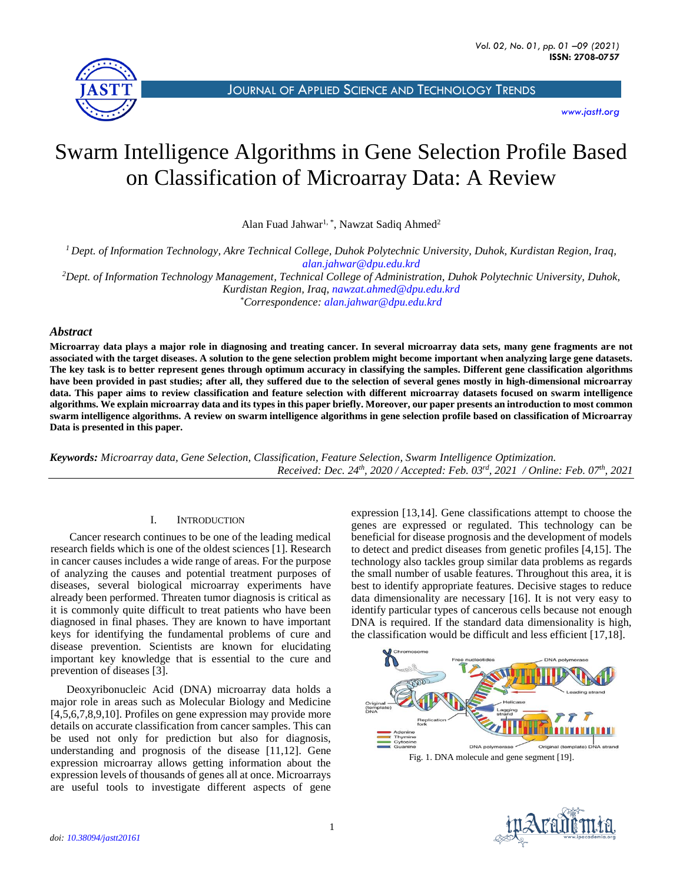# Swarm Intelligence Algorithms in Gene Selection Profile Based on Classification of Microarray Data: A Review

Alan Fuad Jahwar[1, *], Nawzat Sadiq Ahmed[2]

[1] Dept. of Information Technology, Akre Technical College, Duhok Polytechnic University, Duhok, Kurdistan Region, Iraq, alan.jahwar@dpu.edu.krd

[2] Dept. of Information Technology Management, Technical College of Administration, Duhok Polytechnic University, Duhok, Kurdistan Region, Iraq, nawzat.ahmed@dpu.edu.krd

*Correspondence: alan.jahwar@dpu.edu.krd

## Abstract

**Microarray data plays a major role in diagnosing and treating cancer. In several microarray data sets, many gene fragments are not associated with the target diseases. A solution to the gene selection problem might become important when analyzing large gene datasets. The key task is to better represent genes through optimum accuracy in classifying the samples. Different gene classification algorithms have been provided in past studies; after all, they suffered due to the selection of several genes mostly in high-dimensional microarray data. This paper aims to review classification and feature selection with different microarray datasets focused on swarm intelligence algorithms. We explain microarray data and its types in this paper briefly. Moreover, our paper presents an introduction to most common swarm intelligence algorithms. A review on swarm intelligence algorithms in gene selection profile based on classification of Microarray Data is presented in this paper.**

***Keywords:*** *Microarray data, Gene Selection, Classification, Feature Selection, Swarm Intelligence Optimization.*

*Received: Dec. 24th, 2020 / Accepted: Feb. 03rd, 2021 / Online: Feb. 07th, 2021*

## I. Introduction

Cancer research continues to be one of the leading medical research fields which is one of the oldest sciences [1]. Research in cancer causes includes a wide range of areas. For the purpose of analyzing the causes and potential treatment purposes of diseases, several biological microarray experiments have already been performed. Threaten tumor diagnosis is critical as it is commonly quite difficult to treat patients who have been diagnosed in final phases. They are known to have important keys for identifying the fundamental problems of cure and disease prevention. Scientists are known for elucidating important key knowledge that is essential to the cure and prevention of diseases [3].

Deoxyribonucleic Acid (DNA) microarray data holds a major role in areas such as Molecular Biology and Medicine [4,5,6,7,8,9,10]. Profiles on gene expression may provide more details on accurate classification from cancer samples. This can be used not only for prediction but also for diagnosis, understanding and prognosis of the disease [11,12]. Gene expression microarray allows getting information about the expression levels of thousands of genes all at once. Microarrays are useful tools to investigate different aspects of gene expression [13,14]. Gene classifications attempt to choose the genes are expressed or regulated. This technology can be beneficial for disease prognosis and the development of models to detect and predict diseases from genetic profiles [4,15]. The technology also tackles group similar data problems as regards the small number of usable features. Throughout this area, it is best to identify appropriate features. Decisive stages to reduce data dimensionality are necessary [16]. It is not very easy to identify particular types of cancerous cells because not enough DNA is required. If the standard data dimensionality is high, the classification would be difficult and less efficient [17,18].

Fig. 1. DNA molecule and gene segment [19].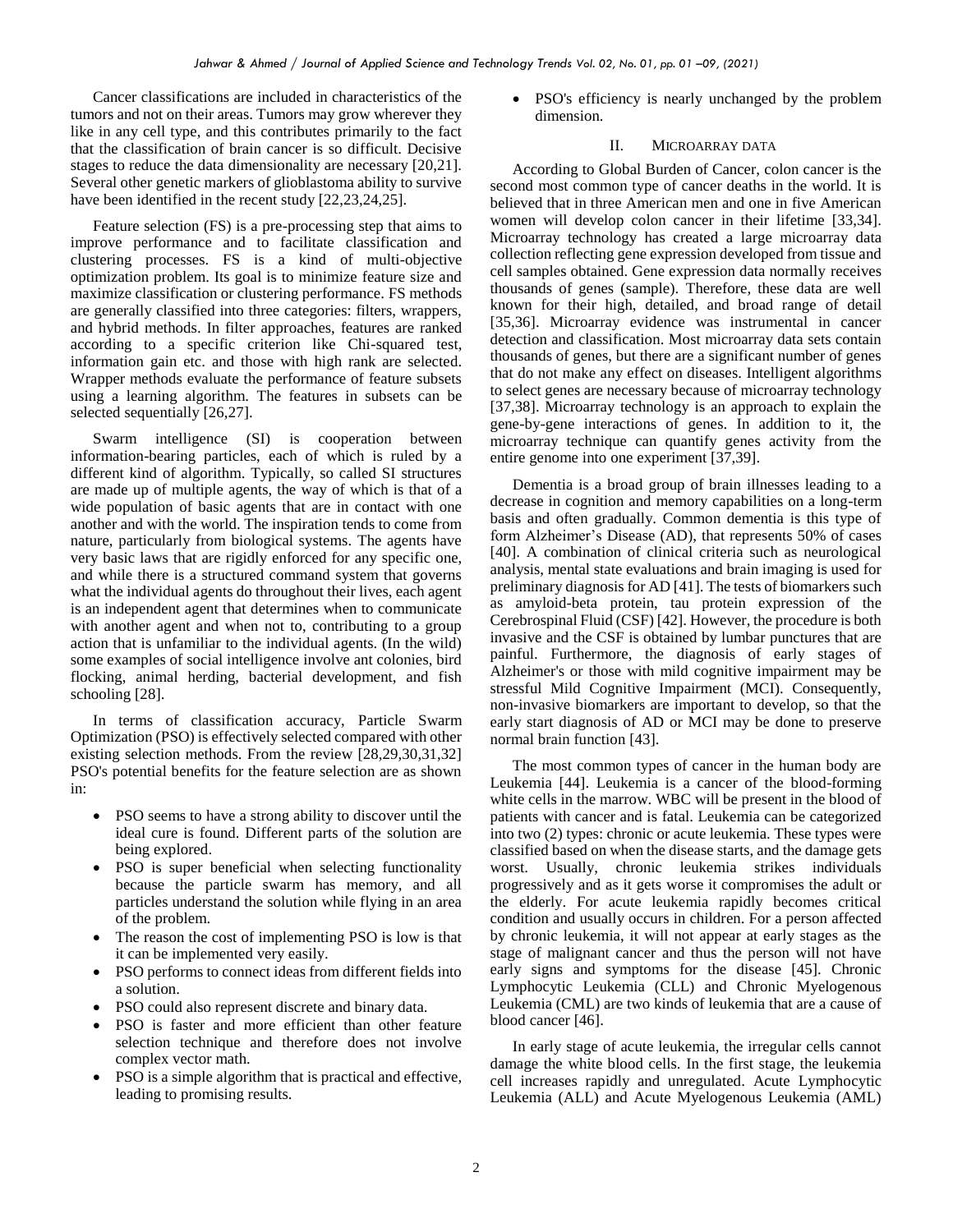Cancer classifications are included in characteristics of the tumors and not on their areas. Tumors may grow wherever they like in any cell type, and this contributes primarily to the fact that the classification of brain cancer is so difficult. Decisive stages to reduce the data dimensionality are necessary [20,21]. Several other genetic markers of glioblastoma ability to survive have been identified in the recent study [22,23,24,25].

Feature selection (FS) is a pre-processing step that aims to improve performance and to facilitate classification and clustering processes. FS is a kind of multi-objective optimization problem. Its goal is to minimize feature size and maximize classification or clustering performance. FS methods are generally classified into three categories: filters, wrappers, and hybrid methods. In filter approaches, features are ranked according to a specific criterion like Chi-squared test, information gain etc. and those with high rank are selected. Wrapper methods evaluate the performance of feature subsets using a learning algorithm. The features in subsets can be selected sequentially [26,27].

Swarm intelligence (SI) is cooperation between information-bearing particles, each of which is ruled by a different kind of algorithm. Typically, so called SI structures are made up of multiple agents, the way of which is that of a wide population of basic agents that are in contact with one another and with the world. The inspiration tends to come from nature, particularly from biological systems. The agents have very basic laws that are rigidly enforced for any specific one, and while there is a structured command system that governs what the individual agents do throughout their lives, each agent is an independent agent that determines when to communicate with another agent and when not to, contributing to a group action that is unfamiliar to the individual agents. (In the wild) some examples of social intelligence involve ant colonies, bird flocking, animal herding, bacterial development, and fish schooling [28].

In terms of classification accuracy, Particle Swarm Optimization (PSO) is effectively selected compared with other existing selection methods. From the review [28,29,30,31,32] PSO's potential benefits for the feature selection are as shown in:

- PSO seems to have a strong ability to discover until the ideal cure is found. Different parts of the solution are being explored.
- PSO is super beneficial when selecting functionality because the particle swarm has memory, and all particles understand the solution while flying in an area of the problem.
- The reason the cost of implementing PSO is low is that it can be implemented very easily.
- PSO performs to connect ideas from different fields into a solution.
- PSO could also represent discrete and binary data.
- PSO is faster and more efficient than other feature selection technique and therefore does not involve complex vector math.
- PSO is a simple algorithm that is practical and effective, leading to promising results.
- PSO's efficiency is nearly unchanged by the problem dimension.

## II. MICROARRAY DATA

According to Global Burden of Cancer, colon cancer is the second most common type of cancer deaths in the world. It is believed that in three American men and one in five American women will develop colon cancer in their lifetime [33,34]. Microarray technology has created a large microarray data collection reflecting gene expression developed from tissue and cell samples obtained. Gene expression data normally receives thousands of genes (sample). Therefore, these data are well known for their high, detailed, and broad range of detail [35,36]. Microarray evidence was instrumental in cancer detection and classification. Most microarray data sets contain thousands of genes, but there are a significant number of genes that do not make any effect on diseases. Intelligent algorithms to select genes are necessary because of microarray technology [37,38]. Microarray technology is an approach to explain the gene-by-gene interactions of genes. In addition to it, the microarray technique can quantify genes activity from the entire genome into one experiment [37,39].

Dementia is a broad group of brain illnesses leading to a decrease in cognition and memory capabilities on a long-term basis and often gradually. Common dementia is this type of form Alzheimer's Disease (AD), that represents 50% of cases [40]. A combination of clinical criteria such as neurological analysis, mental state evaluations and brain imaging is used for preliminary diagnosis for AD [41]. The tests of biomarkers such as amyloid-beta protein, tau protein expression of the Cerebrospinal Fluid (CSF) [42]. However, the procedure is both invasive and the CSF is obtained by lumbar punctures that are painful. Furthermore, the diagnosis of early stages of Alzheimer's or those with mild cognitive impairment may be stressful Mild Cognitive Impairment (MCI). Consequently, non-invasive biomarkers are important to develop, so that the early start diagnosis of AD or MCI may be done to preserve normal brain function [43].

The most common types of cancer in the human body are Leukemia [44]. Leukemia is a cancer of the blood-forming white cells in the marrow. WBC will be present in the blood of patients with cancer and is fatal. Leukemia can be categorized into two (2) types: chronic or acute leukemia. These types were classified based on when the disease starts, and the damage gets worst. Usually, chronic leukemia strikes individuals progressively and as it gets worse it compromises the adult or the elderly. For acute leukemia rapidly becomes critical condition and usually occurs in children. For a person affected by chronic leukemia, it will not appear at early stages as the stage of malignant cancer and thus the person will not have early signs and symptoms for the disease [45]. Chronic Lymphocytic Leukemia (CLL) and Chronic Myelogenous Leukemia (CML) are two kinds of leukemia that are a cause of blood cancer [46].

In early stage of acute leukemia, the irregular cells cannot damage the white blood cells. In the first stage, the leukemia cell increases rapidly and unregulated. Acute Lymphocytic Leukemia (ALL) and Acute Myelogenous Leukemia (AML)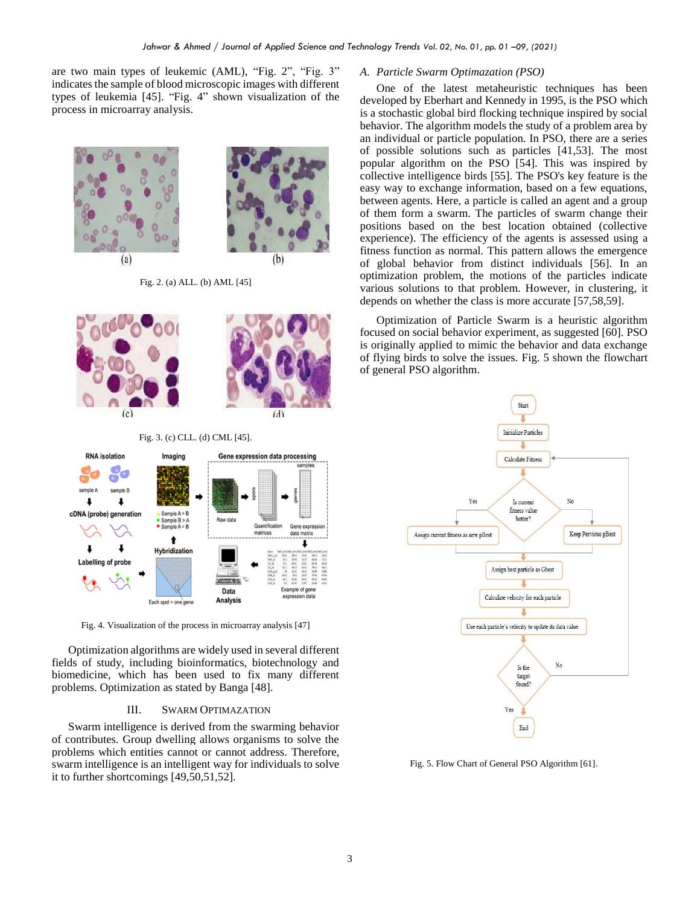are two main types of leukemic (AML), "Fig. 2", "Fig. 3" indicates the sample of blood microscopic images with different types of leukemia [45]. "Fig. 4" shown visualization of the process in microarray analysis.

Fig. 2. (a) ALL. (b) AML [45]

Fig. 3. (c) CLL. (d) CML [45].

Fig. 4. Visualization of the process in microarray analysis [47]

Optimization algorithms are widely used in several different fields of study, including bioinformatics, biotechnology and biomedicine, which has been used to fix many different problems. Optimization as stated by Banga [48].

## III. SWARM OPTIMAZATION

Swarm intelligence is derived from the swarming behavior of contributes. Group dwelling allows organisms to solve the problems which entities cannot or cannot address. Therefore, swarm intelligence is an intelligent way for individuals to solve it to further shortcomings [49,50,51,52].

### *A. Particle Swarm Optimazation (PSO)*

One of the latest metaheuristic techniques has been developed by Eberhart and Kennedy in 1995, is the PSO which is a stochastic global bird flocking technique inspired by social behavior. The algorithm models the study of a problem area by an individual or particle population. In PSO, there are a series of possible solutions such as particles [41,53]. The most popular algorithm on the PSO [54]. This was inspired by collective intelligence birds [55]. The PSO's key feature is the easy way to exchange information, based on a few equations, between agents. Here, a particle is called an agent and a group of them form a swarm. The particles of swarm change their positions based on the best location obtained (collective experience). The efficiency of the agents is assessed using a fitness function as normal. This pattern allows the emergence of global behavior from distinct individuals [56]. In an optimization problem, the motions of the particles indicate various solutions to that problem. However, in clustering, it depends on whether the class is more accurate [57,58,59].

Optimization of Particle Swarm is a heuristic algorithm focused on social behavior experiment, as suggested [60]. PSO is originally applied to mimic the behavior and data exchange of flying birds to solve the issues. Fig. 5 shown the flowchart of general PSO algorithm.

Fig. 5. Flow Chart of General PSO Algorithm [61].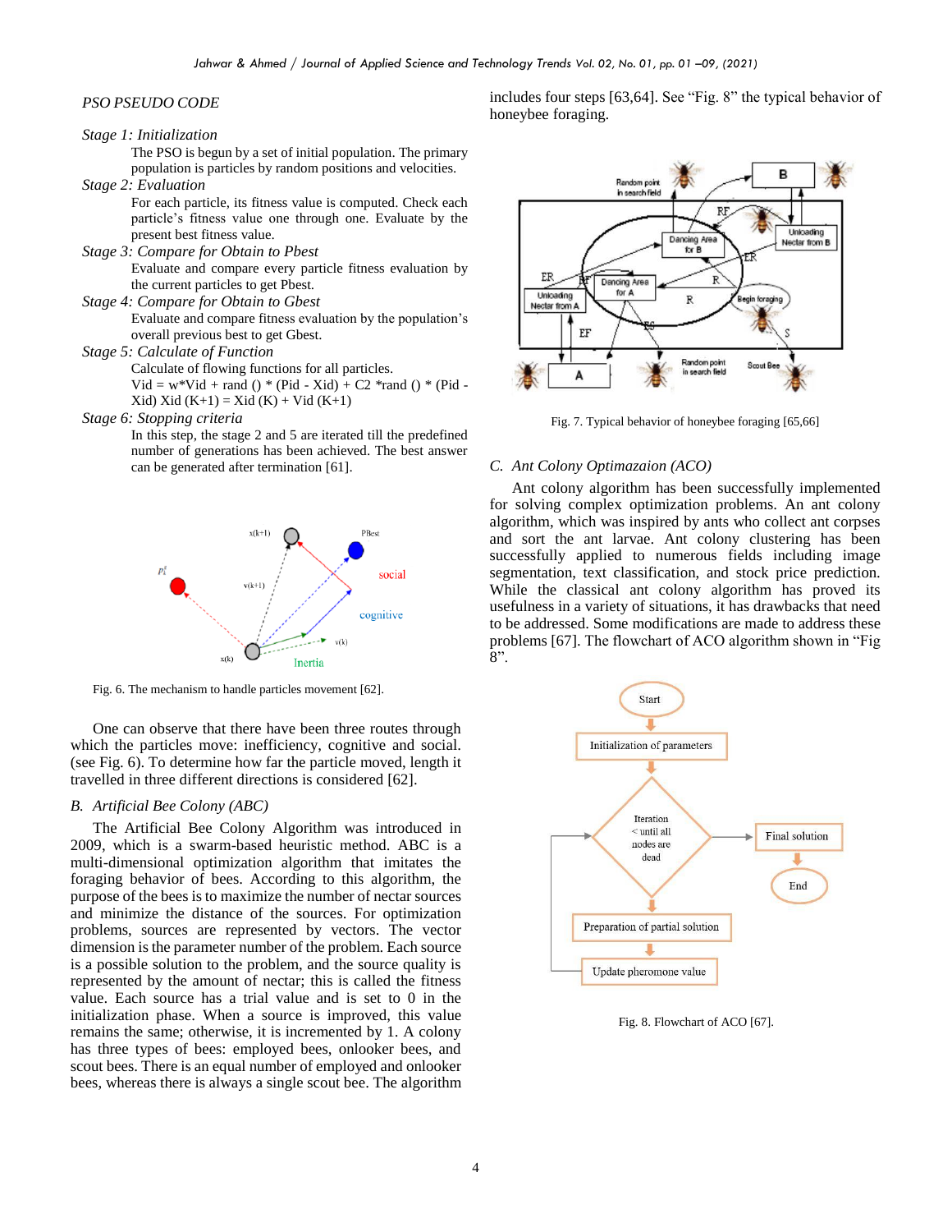*PSO PSEUDO CODE*

*Stage 1: Initialization*

The PSO is begun by a set of initial population. The primary population is particles by random positions and velocities.

*Stage 2: Evaluation*

For each particle, its fitness value is computed. Check each particle's fitness value one through one. Evaluate by the present best fitness value.

*Stage 3: Compare for Obtain to Pbest*

Evaluate and compare every particle fitness evaluation by the current particles to get Pbest.

*Stage 4: Compare for Obtain to Gbest*

Evaluate and compare fitness evaluation by the population's overall previous best to get Gbest.

*Stage 5: Calculate of Function*

Calculate of flowing functions for all particles.

Vid = w*Vid + rand () * (Pid - Xid) + C2 *rand () * (Pid - Xid) Xid (K+1) = Xid (K) + Vid (K+1)

*Stage 6: Stopping criteria*

In this step, the stage 2 and 5 are iterated till the predefined number of generations has been achieved. The best answer can be generated after termination [61].

Fig. 6. The mechanism to handle particles movement [62].

One can observe that there have been three routes through which the particles move: inefficiency, cognitive and social. (see Fig. 6). To determine how far the particle moved, length it travelled in three different directions is considered [62].

### *B. Artificial Bee Colony (ABC)*

The Artificial Bee Colony Algorithm was introduced in 2009, which is a swarm-based heuristic method. ABC is a multi-dimensional optimization algorithm that imitates the foraging behavior of bees. According to this algorithm, the purpose of the bees is to maximize the number of nectar sources and minimize the distance of the sources. For optimization problems, sources are represented by vectors. The vector dimension is the parameter number of the problem. Each source is a possible solution to the problem, and the source quality is represented by the amount of nectar; this is called the fitness value. Each source has a trial value and is set to 0 in the initialization phase. When a source is improved, this value remains the same; otherwise, it is incremented by 1. A colony has three types of bees: employed bees, onlooker bees, and scout bees. There is an equal number of employed and onlooker bees, whereas there is always a single scout bee. The algorithm includes four steps [63,64]. See "Fig. 8" the typical behavior of honeybee foraging.

Fig. 7. Typical behavior of honeybee foraging [65,66]

### *C. Ant Colony Optimazaion (ACO)*

Ant colony algorithm has been successfully implemented for solving complex optimization problems. An ant colony algorithm, which was inspired by ants who collect ant corpses and sort the ant larvae. Ant colony clustering has been successfully applied to numerous fields including image segmentation, text classification, and stock price prediction. While the classical ant colony algorithm has proved its usefulness in a variety of situations, it has drawbacks that need to be addressed. Some modifications are made to address these problems [67]. The flowchart of ACO algorithm shown in "Fig 8".

Fig. 8. Flowchart of ACO [67].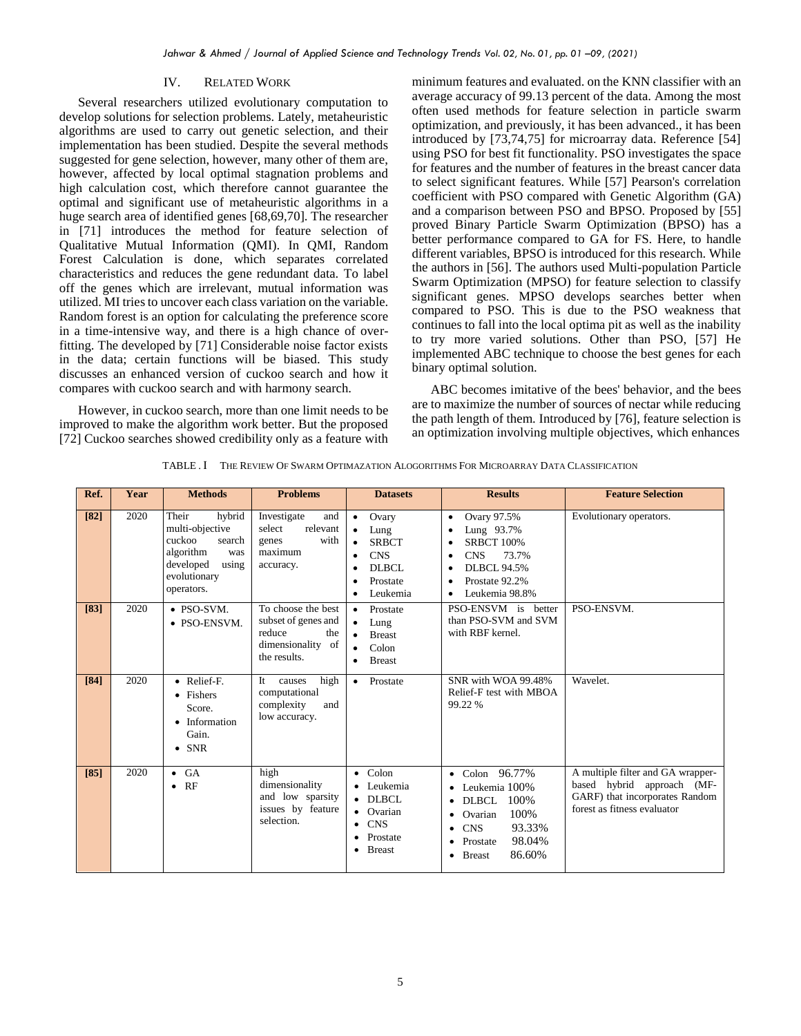## IV. Related Work

Several researchers utilized evolutionary computation to develop solutions for selection problems. Lately, metaheuristic algorithms are used to carry out genetic selection, and their implementation has been studied. Despite the several methods suggested for gene selection, however, many other of them are, however, affected by local optimal stagnation problems and high calculation cost, which therefore cannot guarantee the optimal and significant use of metaheuristic algorithms in a huge search area of identified genes [68,69,70]. The researcher in [71] introduces the method for feature selection of Qualitative Mutual Information (QMI). In QMI, Random Forest Calculation is done, which separates correlated characteristics and reduces the gene redundant data. To label off the genes which are irrelevant, mutual information was utilized. MI tries to uncover each class variation on the variable. Random forest is an option for calculating the preference score in a time-intensive way, and there is a high chance of over-fitting. The developed by [71] Considerable noise factor exists in the data; certain functions will be biased. This study discusses an enhanced version of cuckoo search and how it compares with cuckoo search and with harmony search.

However, in cuckoo search, more than one limit needs to be improved to make the algorithm work better. But the proposed [72] Cuckoo searches showed credibility only as a feature with minimum features and evaluated. on the KNN classifier with an average accuracy of 99.13 percent of the data. Among the most often used methods for feature selection in particle swarm optimization, and previously, it has been advanced., it has been introduced by [73,74,75] for microarray data. Reference [54] using PSO for best fit functionality. PSO investigates the space for features and the number of features in the breast cancer data to select significant features. While [57] Pearson's correlation coefficient with PSO compared with Genetic Algorithm (GA) and a comparison between PSO and BPSO. Proposed by [55] proved Binary Particle Swarm Optimization (BPSO) has a better performance compared to GA for FS. Here, to handle different variables, BPSO is introduced for this research. While the authors in [56]. The authors used Multi-population Particle Swarm Optimization (MPSO) for feature selection to classify significant genes. MPSO develops searches better when compared to PSO. This is due to the PSO weakness that continues to fall into the local optima pit as well as the inability to try more varied solutions. Other than PSO, [57] He implemented ABC technique to choose the best genes for each binary optimal solution.

ABC becomes imitative of the bees' behavior, and the bees are to maximize the number of sources of nectar while reducing the path length of them. Introduced by [76], feature selection is an optimization involving multiple objectives, which enhances

TABLE . I THE REVIEW OF SWARM OPTIMAZATION ALOGORITHMS FOR MICROARRAY DATA CLASSIFICATION

| Ref. | Year | Methods | Problems | Datasets | Results | Feature Selection |
|---|---|---|---|---|---|---|
| **[82]** | 2020 | Their hybrid multi-objective cuckoo search algorithm was developed using evolutionary operators. | Investigate and select relevant genes with maximum accuracy. | • Ovary<br>• Lung<br>• SRBCT<br>• CNS<br>• DLBCL<br>• Prostate<br>• Leukemia | • Ovary 97.5%<br>• Lung 93.7%<br>• SRBCT 100%<br>• CNS 73.7%<br>• DLBCL 94.5%<br>• Prostate 92.2%<br>• Leukemia 98.8% | Evolutionary operators. |
| **[83]** | 2020 | • PSO-SVM.<br>• PSO-ENSVM. | To choose the best subset of genes and reduce the dimensionality of the results. | • Prostate<br>• Lung<br>• Breast<br>• Colon<br>• Breast | PSO-ENSVM is better than PSO-SVM and SVM with RBF kernel. | PSO-ENSVM. |
| **[84]** | 2020 | • Relief-F.<br>• Fishers Score.<br>• Information Gain.<br>• SNR | It causes high computational complexity and low accuracy. | • Prostate | SNR with WOA 99.48% Relief-F test with MBOA 99.22 % | Wavelet. |
| **[85]** | 2020 | • GA<br>• RF | high dimensionality and low sparsity issues by feature selection. | • Colon<br>• Leukemia<br>• DLBCL<br>• Ovarian<br>• CNS<br>• Prostate<br>• Breast | • Colon 96.77%<br>• Leukemia 100%<br>• DLBCL 100%<br>• Ovarian 100%<br>• CNS 93.33%<br>• Prostate 98.04%<br>• Breast 86.60% | A multiple filter and GA wrapper-based hybrid approach (MF-GARF) that incorporates Random forest as fitness evaluator |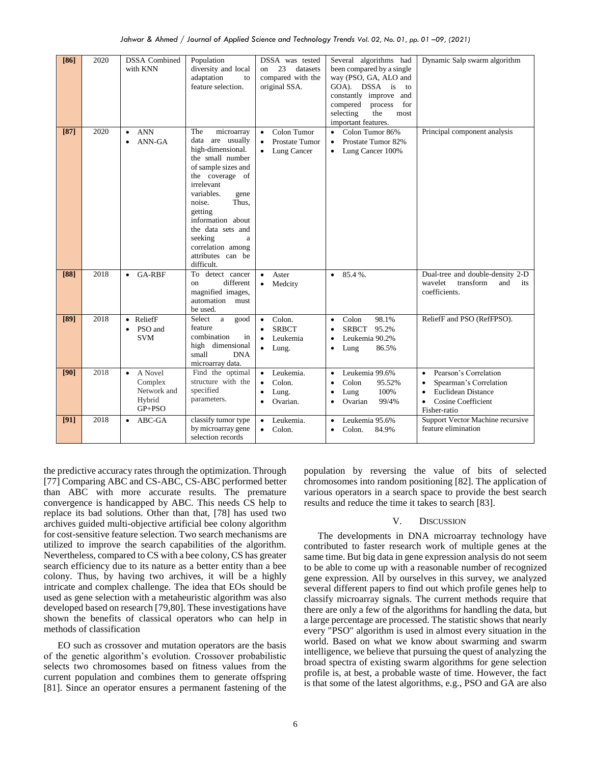| [86] | 2020 | DSSA Combined with KNN | Population diversity and local adaptation to feature selection. | DSSA was tested on 23 datasets compared with the original SSA. | Several algorithms had been compared by a single way (PSO, GA, ALO and GOA). DSSA is to constantly improve and compered process for selecting the most important features. | Dynamic Salp swarm algorithm |
|---|---|---|---|---|---|---|
| [87] | 2020 | • ANN<br>• ANN-GA | The microarray data are usually high-dimensional. the small number of sample sizes and the coverage of irrelevant variables. gene noise. Thus, getting information about the data sets and seeking a correlation among attributes can be difficult. | • Colon Tumor<br>• Prostate Tumor<br>• Lung Cancer | • Colon Tumor 86%<br>• Prostate Tumor 82%<br>• Lung Cancer 100% | Principal component analysis |
| [88] | 2018 | • GA-RBF | To detect cancer on different magnified images, automation must be used. | • Aster<br>• Medcity | • 85.4 %. | Dual-tree and double-density 2-D wavelet transform and its coefficients. |
| [89] | 2018 | • ReliefF<br>• PSO and SVM | Select a good feature combination in high dimensional small DNA microarray data. | • Colon.<br>• SRBCT<br>• Leukemia<br>• Lung. | • Colon 98.1%<br>• SRBCT 95.2%<br>• Leukemia 90.2%<br>• Lung 86.5% | ReliefF and PSO (RefFPSO). |
| [90] | 2018 | • A Novel Complex Network and Hybrid GP+PSO | Find the optimal structure with the specified parameters. | • Leukemia.<br>• Colon.<br>• Lung.<br>• Ovarian. | • Leukemia 99.6%<br>• Colon 95.52%<br>• Lung 100%<br>• Ovarian 99/4% | • Pearson's Correlation<br>• Spearman's Correlation<br>• Euclidean Distance<br>• Cosine Coefficient<br>Fisher-ratio |
| [91] | 2018 | • ABC-GA | classify tumor type by microarray gene selection records | • Leukemia.<br>• Colon. | • Leukemia 95.6%<br>• Colon. 84.9% | Support Vector Machine recursive feature elimination |

the predictive accuracy rates through the optimization. Through [77] Comparing ABC and CS-ABC, CS-ABC performed better than ABC with more accurate results. The premature convergence is handicapped by ABC. This needs CS help to replace its bad solutions. Other than that, [78] has used two archives guided multi-objective artificial bee colony algorithm for cost-sensitive feature selection. Two search mechanisms are utilized to improve the search capabilities of the algorithm. Nevertheless, compared to CS with a bee colony, CS has greater search efficiency due to its nature as a better entity than a bee colony. Thus, by having two archives, it will be a highly intricate and complex challenge. The idea that EOs should be used as gene selection with a metaheuristic algorithm was also developed based on research [79,80]. These investigations have shown the benefits of classical operators who can help in methods of classification

EO such as crossover and mutation operators are the basis of the genetic algorithm's evolution. Crossover probabilistic selects two chromosomes based on fitness values from the current population and combines them to generate offspring [81]. Since an operator ensures a permanent fastening of the population by reversing the value of bits of selected chromosomes into random positioning [82]. The application of various operators in a search space to provide the best search results and reduce the time it takes to search [83].

## V. Discussion

The developments in DNA microarray technology have contributed to faster research work of multiple genes at the same time. But big data in gene expression analysis do not seem to be able to come up with a reasonable number of recognized gene expression. All by ourselves in this survey, we analyzed several different papers to find out which profile genes help to classify microarray signals. The current methods require that there are only a few of the algorithms for handling the data, but a large percentage are processed. The statistic shows that nearly every "PSO" algorithm is used in almost every situation in the world. Based on what we know about swarming and swarm intelligence, we believe that pursuing the quest of analyzing the broad spectra of existing swarm algorithms for gene selection profile is, at best, a probable waste of time. However, the fact is that some of the latest algorithms, e.g., PSO and GA are also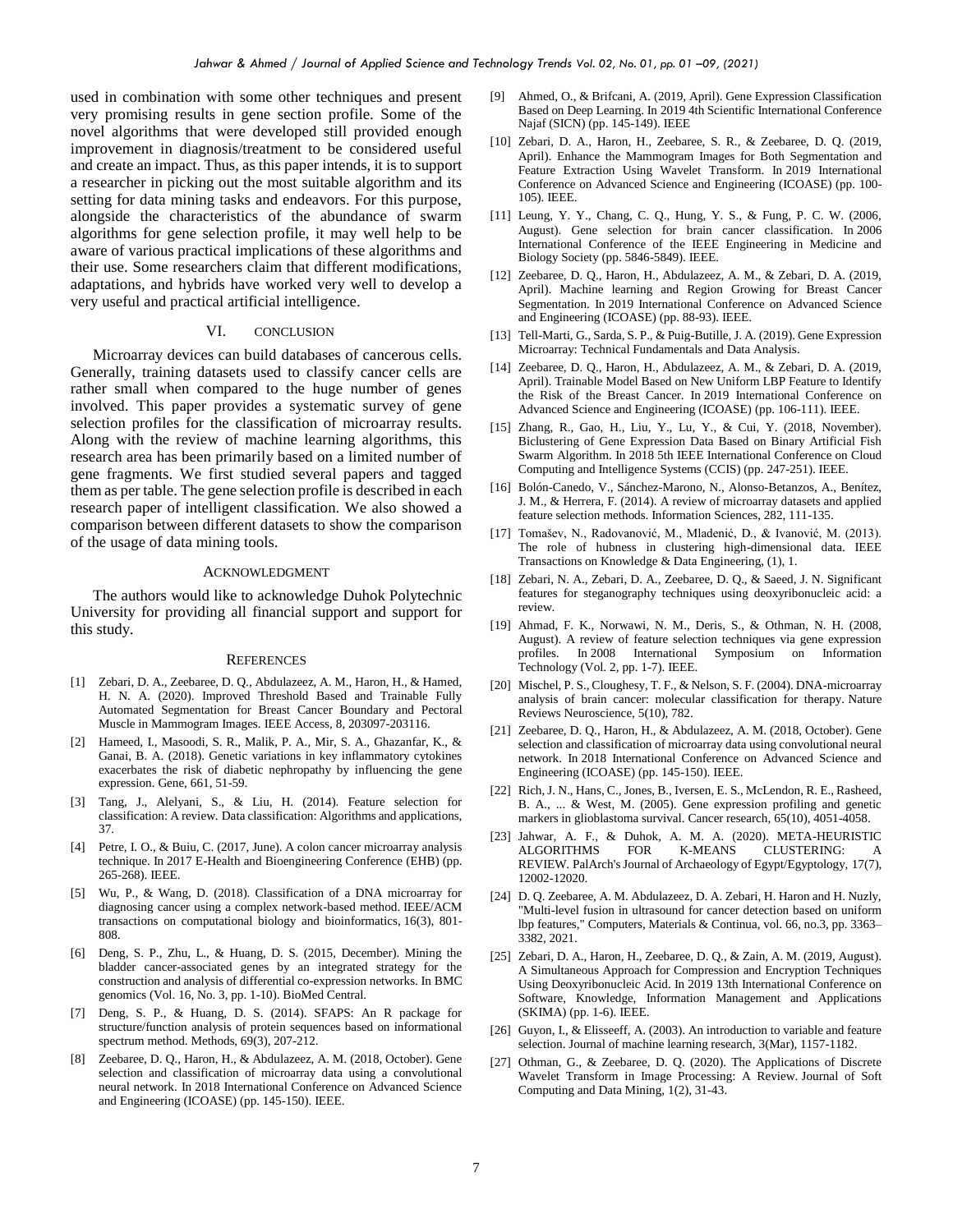used in combination with some other techniques and present very promising results in gene section profile. Some of the novel algorithms that were developed still provided enough improvement in diagnosis/treatment to be considered useful and create an impact. Thus, as this paper intends, it is to support a researcher in picking out the most suitable algorithm and its setting for data mining tasks and endeavors. For this purpose, alongside the characteristics of the abundance of swarm algorithms for gene selection profile, it may well help to be aware of various practical implications of these algorithms and their use. Some researchers claim that different modifications, adaptations, and hybrids have worked very well to develop a very useful and practical artificial intelligence.

## VI. CONCLUSION

Microarray devices can build databases of cancerous cells. Generally, training datasets used to classify cancer cells are rather small when compared to the huge number of genes involved. This paper provides a systematic survey of gene selection profiles for the classification of microarray results. Along with the review of machine learning algorithms, this research area has been primarily based on a limited number of gene fragments. We first studied several papers and tagged them as per table. The gene selection profile is described in each research paper of intelligent classification. We also showed a comparison between different datasets to show the comparison of the usage of data mining tools.

## ACKNOWLEDGMENT

The authors would like to acknowledge Duhok Polytechnic University for providing all financial support and support for this study.

## REFERENCES

[1] Zebari, D. A., Zeebaree, D. Q., Abdulazeez, A. M., Haron, H., & Hamed, H. N. A. (2020). Improved Threshold Based and Trainable Fully Automated Segmentation for Breast Cancer Boundary and Pectoral Muscle in Mammogram Images. IEEE Access, 8, 203097-203116.

[2] Hameed, I., Masoodi, S. R., Malik, P. A., Mir, S. A., Ghazanfar, K., & Ganai, B. A. (2018). Genetic variations in key inflammatory cytokines exacerbates the risk of diabetic nephropathy by influencing the gene expression. Gene, 661, 51-59.

[3] Tang, J., Alelyani, S., & Liu, H. (2014). Feature selection for classification: A review. Data classification: Algorithms and applications, 37.

[4] Petre, I. O., & Buiu, C. (2017, June). A colon cancer microarray analysis technique. In 2017 E-Health and Bioengineering Conference (EHB) (pp. 265-268). IEEE.

[5] Wu, P., & Wang, D. (2018). Classification of a DNA microarray for diagnosing cancer using a complex network-based method. IEEE/ACM transactions on computational biology and bioinformatics, 16(3), 801-808.

[6] Deng, S. P., Zhu, L., & Huang, D. S. (2015, December). Mining the bladder cancer-associated genes by an integrated strategy for the construction and analysis of differential co-expression networks. In BMC genomics (Vol. 16, No. 3, pp. 1-10). BioMed Central.

[7] Deng, S. P., & Huang, D. S. (2014). SFAPS: An R package for structure/function analysis of protein sequences based on informational spectrum method. Methods, 69(3), 207-212.

[8] Zeebaree, D. Q., Haron, H., & Abdulazeez, A. M. (2018, October). Gene selection and classification of microarray data using a convolutional neural network. In 2018 International Conference on Advanced Science and Engineering (ICOASE) (pp. 145-150). IEEE.

[9] Ahmed, O., & Brifcani, A. (2019, April). Gene Expression Classification Based on Deep Learning. In 2019 4th Scientific International Conference Najaf (SICN) (pp. 145-149). IEEE

[10] Zebari, D. A., Haron, H., Zeebaree, S. R., & Zeebaree, D. Q. (2019, April). Enhance the Mammogram Images for Both Segmentation and Feature Extraction Using Wavelet Transform. In 2019 International Conference on Advanced Science and Engineering (ICOASE) (pp. 100-105). IEEE.

[11] Leung, Y. Y., Chang, C. Q., Hung, Y. S., & Fung, P. C. W. (2006, August). Gene selection for brain cancer classification. In 2006 International Conference of the IEEE Engineering in Medicine and Biology Society (pp. 5846-5849). IEEE.

[12] Zeebaree, D. Q., Haron, H., Abdulazeez, A. M., & Zebari, D. A. (2019, April). Machine learning and Region Growing for Breast Cancer Segmentation. In 2019 International Conference on Advanced Science and Engineering (ICOASE) (pp. 88-93). IEEE.

[13] Tell-Marti, G., Sarda, S. P., & Puig-Butille, J. A. (2019). Gene Expression Microarray: Technical Fundamentals and Data Analysis.

[14] Zeebaree, D. Q., Haron, H., Abdulazeez, A. M., & Zebari, D. A. (2019, April). Trainable Model Based on New Uniform LBP Feature to Identify the Risk of the Breast Cancer. In 2019 International Conference on Advanced Science and Engineering (ICOASE) (pp. 106-111). IEEE.

[15] Zhang, R., Gao, H., Liu, Y., Lu, Y., & Cui, Y. (2018, November). Biclustering of Gene Expression Data Based on Binary Artificial Fish Swarm Algorithm. In 2018 5th IEEE International Conference on Cloud Computing and Intelligence Systems (CCIS) (pp. 247-251). IEEE.

[16] Bolón-Canedo, V., Sánchez-Marono, N., Alonso-Betanzos, A., Benítez, J. M., & Herrera, F. (2014). A review of microarray datasets and applied feature selection methods. Information Sciences, 282, 111-135.

[17] Tomašev, N., Radovanović, M., Mladenić, D., & Ivanović, M. (2013). The role of hubness in clustering high-dimensional data. IEEE Transactions on Knowledge & Data Engineering, (1), 1.

[18] Zebari, N. A., Zebari, D. A., Zeebaree, D. Q., & Saeed, J. N. Significant features for steganography techniques using deoxyribonucleic acid: a review.

[19] Ahmad, F. K., Norwawi, N. M., Deris, S., & Othman, N. H. (2008, August). A review of feature selection techniques via gene expression profiles. In 2008 International Symposium on Information Technology (Vol. 2, pp. 1-7). IEEE.

[20] Mischel, P. S., Cloughesy, T. F., & Nelson, S. F. (2004). DNA-microarray analysis of brain cancer: molecular classification for therapy. Nature Reviews Neuroscience, 5(10), 782.

[21] Zeebaree, D. Q., Haron, H., & Abdulazeez, A. M. (2018, October). Gene selection and classification of microarray data using convolutional neural network. In 2018 International Conference on Advanced Science and Engineering (ICOASE) (pp. 145-150). IEEE.

[22] Rich, J. N., Hans, C., Jones, B., Iversen, E. S., McLendon, R. E., Rasheed, B. A., ... & West, M. (2005). Gene expression profiling and genetic markers in glioblastoma survival. Cancer research, 65(10), 4051-4058.

[23] Jahwar, A. F., & Duhok, A. M. A. (2020). META-HEURISTIC ALGORITHMS FOR K-MEANS CLUSTERING: A REVIEW. PalArch's Journal of Archaeology of Egypt/Egyptology, 17(7), 12002-12020.

[24] D. Q. Zeebaree, A. M. Abdulazeez, D. A. Zebari, H. Haron and H. Nuzly, "Multi-level fusion in ultrasound for cancer detection based on uniform lbp features," Computers, Materials & Continua, vol. 66, no.3, pp. 3363–3382, 2021.

[25] Zebari, D. A., Haron, H., Zeebaree, D. Q., & Zain, A. M. (2019, August). A Simultaneous Approach for Compression and Encryption Techniques Using Deoxyribonucleic Acid. In 2019 13th International Conference on Software, Knowledge, Information Management and Applications (SKIMA) (pp. 1-6). IEEE.

[26] Guyon, I., & Elisseeff, A. (2003). An introduction to variable and feature selection. Journal of machine learning research, 3(Mar), 1157-1182.

[27] Othman, G., & Zeebaree, D. Q. (2020). The Applications of Discrete Wavelet Transform in Image Processing: A Review. Journal of Soft Computing and Data Mining, 1(2), 31-43.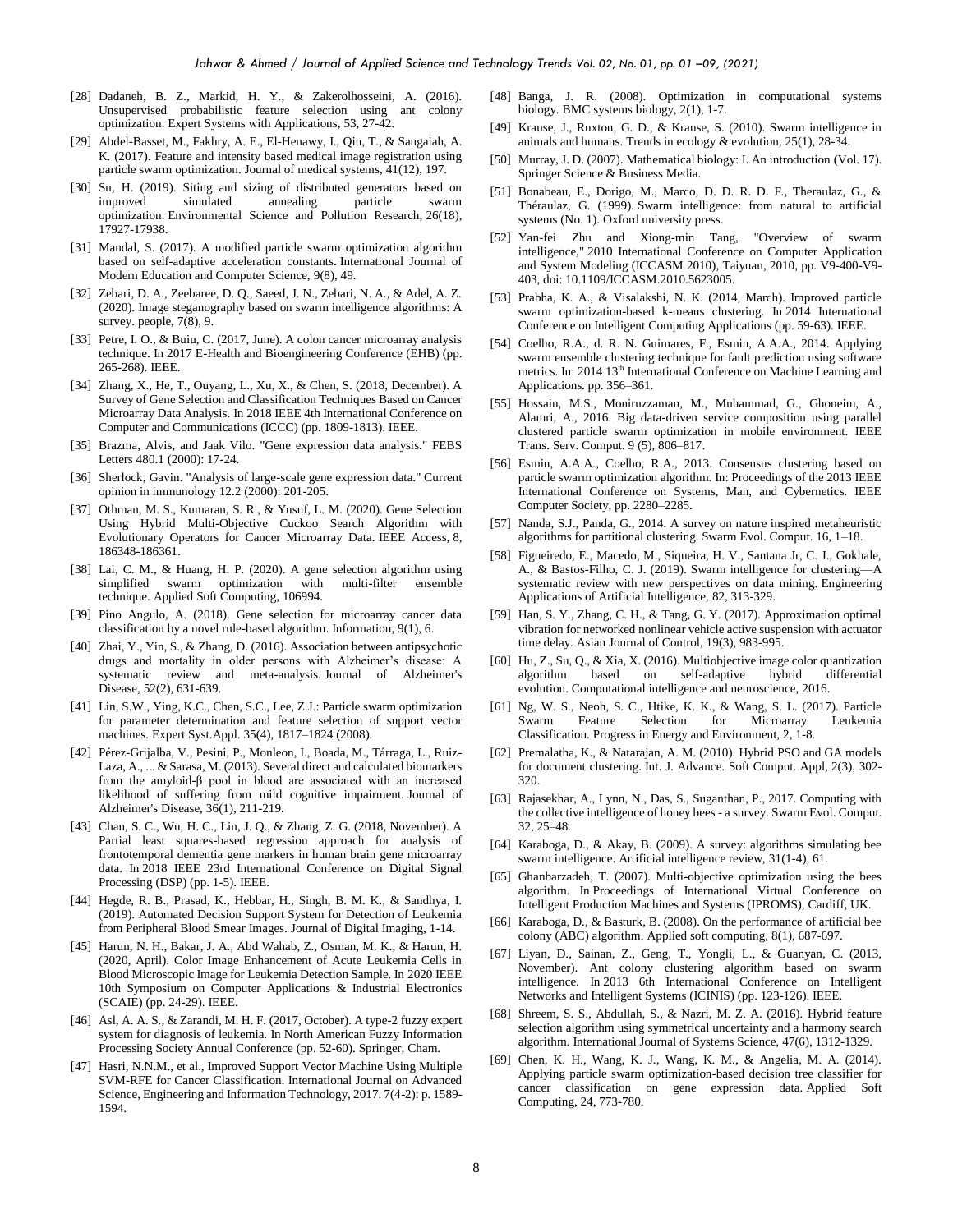[28] Dadaneh, B. Z., Markid, H. Y., & Zakerolhosseini, A. (2016). Unsupervised probabilistic feature selection using ant colony optimization. Expert Systems with Applications, 53, 27-42.

[29] Abdel-Basset, M., Fakhry, A. E., El-Henawy, I., Qiu, T., & Sangaiah, A. K. (2017). Feature and intensity based medical image registration using particle swarm optimization. Journal of medical systems, 41(12), 197.

[30] Su, H. (2019). Siting and sizing of distributed generators based on improved simulated annealing particle swarm optimization. Environmental Science and Pollution Research, 26(18), 17927-17938.

[31] Mandal, S. (2017). A modified particle swarm optimization algorithm based on self-adaptive acceleration constants. International Journal of Modern Education and Computer Science, 9(8), 49.

[32] Zebari, D. A., Zeebaree, D. Q., Saeed, J. N., Zebari, N. A., & Adel, A. Z. (2020). Image steganography based on swarm intelligence algorithms: A survey. people, 7(8), 9.

[33] Petre, I. O., & Buiu, C. (2017, June). A colon cancer microarray analysis technique. In 2017 E-Health and Bioengineering Conference (EHB) (pp. 265-268). IEEE.

[34] Zhang, X., He, T., Ouyang, L., Xu, X., & Chen, S. (2018, December). A Survey of Gene Selection and Classification Techniques Based on Cancer Microarray Data Analysis. In 2018 IEEE 4th International Conference on Computer and Communications (ICCC) (pp. 1809-1813). IEEE.

[35] Brazma, Alvis, and Jaak Vilo. "Gene expression data analysis." FEBS Letters 480.1 (2000): 17-24.

[36] Sherlock, Gavin. "Analysis of large-scale gene expression data." Current opinion in immunology 12.2 (2000): 201-205.

[37] Othman, M. S., Kumaran, S. R., & Yusuf, L. M. (2020). Gene Selection Using Hybrid Multi-Objective Cuckoo Search Algorithm with Evolutionary Operators for Cancer Microarray Data. IEEE Access, 8, 186348-186361.

[38] Lai, C. M., & Huang, H. P. (2020). A gene selection algorithm using simplified swarm optimization with multi-filter ensemble technique. Applied Soft Computing, 106994.

[39] Pino Angulo, A. (2018). Gene selection for microarray cancer data classification by a novel rule-based algorithm. Information, 9(1), 6.

[40] Zhai, Y., Yin, S., & Zhang, D. (2016). Association between antipsychotic drugs and mortality in older persons with Alzheimer's disease: A systematic review and meta-analysis. Journal of Alzheimer's Disease, 52(2), 631-639.

[41] Lin, S.W., Ying, K.C., Chen, S.C., Lee, Z.J.: Particle swarm optimization for parameter determination and feature selection of support vector machines. Expert Syst.Appl. 35(4), 1817–1824 (2008).

[42] Pérez-Grijalba, V., Pesini, P., Monleon, I., Boada, M., Tárraga, L., Ruiz-Laza, A., ... & Sarasa, M. (2013). Several direct and calculated biomarkers from the amyloid-β pool in blood are associated with an increased likelihood of suffering from mild cognitive impairment. Journal of Alzheimer's Disease, 36(1), 211-219.

[43] Chan, S. C., Wu, H. C., Lin, J. Q., & Zhang, Z. G. (2018, November). A Partial least squares-based regression approach for analysis of frontotemporal dementia gene markers in human brain gene microarray data. In 2018 IEEE 23rd International Conference on Digital Signal Processing (DSP) (pp. 1-5). IEEE.

[44] Hegde, R. B., Prasad, K., Hebbar, H., Singh, B. M. K., & Sandhya, I. (2019). Automated Decision Support System for Detection of Leukemia from Peripheral Blood Smear Images. Journal of Digital Imaging, 1-14.

[45] Harun, N. H., Bakar, J. A., Abd Wahab, Z., Osman, M. K., & Harun, H. (2020, April). Color Image Enhancement of Acute Leukemia Cells in Blood Microscopic Image for Leukemia Detection Sample. In 2020 IEEE 10th Symposium on Computer Applications & Industrial Electronics (SCAIE) (pp. 24-29). IEEE.

[46] Asl, A. A. S., & Zarandi, M. H. F. (2017, October). A type-2 fuzzy expert system for diagnosis of leukemia. In North American Fuzzy Information Processing Society Annual Conference (pp. 52-60). Springer, Cham.

[47] Hasri, N.N.M., et al., Improved Support Vector Machine Using Multiple SVM-RFE for Cancer Classification. International Journal on Advanced Science, Engineering and Information Technology, 2017. 7(4-2): p. 1589-1594.

[48] Banga, J. R. (2008). Optimization in computational systems biology. BMC systems biology, 2(1), 1-7.

[49] Krause, J., Ruxton, G. D., & Krause, S. (2010). Swarm intelligence in animals and humans. Trends in ecology & evolution, 25(1), 28-34.

[50] Murray, J. D. (2007). Mathematical biology: I. An introduction (Vol. 17). Springer Science & Business Media.

[51] Bonabeau, E., Dorigo, M., Marco, D. D. R. D. F., Theraulaz, G., & Théraulaz, G. (1999). Swarm intelligence: from natural to artificial systems (No. 1). Oxford university press.

[52] Yan-fei Zhu and Xiong-min Tang, "Overview of swarm intelligence," 2010 International Conference on Computer Application and System Modeling (ICCASM 2010), Taiyuan, 2010, pp. V9-400-V9-403, doi: 10.1109/ICCASM.2010.5623005.

[53] Prabha, K. A., & Visalakshi, N. K. (2014, March). Improved particle swarm optimization-based k-means clustering. In 2014 International Conference on Intelligent Computing Applications (pp. 59-63). IEEE.

[54] Coelho, R.A., d. R. N. Guimares, F., Esmin, A.A.A., 2014. Applying swarm ensemble clustering technique for fault prediction using software metrics. In: 2014 13th International Conference on Machine Learning and Applications. pp. 356–361.

[55] Hossain, M.S., Moniruzzaman, M., Muhammad, G., Ghoneim, A., Alamri, A., 2016. Big data-driven service composition using parallel clustered particle swarm optimization in mobile environment. IEEE Trans. Serv. Comput. 9 (5), 806–817.

[56] Esmin, A.A.A., Coelho, R.A., 2013. Consensus clustering based on particle swarm optimization algorithm. In: Proceedings of the 2013 IEEE International Conference on Systems, Man, and Cybernetics. IEEE Computer Society, pp. 2280–2285.

[57] Nanda, S.J., Panda, G., 2014. A survey on nature inspired metaheuristic algorithms for partitional clustering. Swarm Evol. Comput. 16, 1–18.

[58] Figueiredo, E., Macedo, M., Siqueira, H. V., Santana Jr, C. J., Gokhale, A., & Bastos-Filho, C. J. (2019). Swarm intelligence for clustering—A systematic review with new perspectives on data mining. Engineering Applications of Artificial Intelligence, 82, 313-329.

[59] Han, S. Y., Zhang, C. H., & Tang, G. Y. (2017). Approximation optimal vibration for networked nonlinear vehicle active suspension with actuator time delay. Asian Journal of Control, 19(3), 983-995.

[60] Hu, Z., Su, Q., & Xia, X. (2016). Multiobjective image color quantization algorithm based on self-adaptive hybrid differential evolution. Computational intelligence and neuroscience, 2016.

[61] Ng, W. S., Neoh, S. C., Htike, K. K., & Wang, S. L. (2017). Particle Swarm Feature Selection for Microarray Leukemia Classification. Progress in Energy and Environment, 2, 1-8.

[62] Premalatha, K., & Natarajan, A. M. (2010). Hybrid PSO and GA models for document clustering. Int. J. Advance. Soft Comput. Appl, 2(3), 302-320.

[63] Rajasekhar, A., Lynn, N., Das, S., Suganthan, P., 2017. Computing with the collective intelligence of honey bees - a survey. Swarm Evol. Comput. 32, 25–48.

[64] Karaboga, D., & Akay, B. (2009). A survey: algorithms simulating bee swarm intelligence. Artificial intelligence review, 31(1-4), 61.

[65] Ghanbarzadeh, T. (2007). Multi-objective optimization using the bees algorithm. In Proceedings of International Virtual Conference on Intelligent Production Machines and Systems (IPROMS), Cardiff, UK.

[66] Karaboga, D., & Basturk, B. (2008). On the performance of artificial bee colony (ABC) algorithm. Applied soft computing, 8(1), 687-697.

[67] Liyan, D., Sainan, Z., Geng, T., Yongli, L., & Guanyan, C. (2013, November). Ant colony clustering algorithm based on swarm intelligence. In 2013 6th International Conference on Intelligent Networks and Intelligent Systems (ICINIS) (pp. 123-126). IEEE.

[68] Shreem, S. S., Abdullah, S., & Nazri, M. Z. A. (2016). Hybrid feature selection algorithm using symmetrical uncertainty and a harmony search algorithm. International Journal of Systems Science, 47(6), 1312-1329.

[69] Chen, K. H., Wang, K. J., Wang, K. M., & Angelia, M. A. (2014). Applying particle swarm optimization-based decision tree classifier for cancer classification on gene expression data. Applied Soft Computing, 24, 773-780.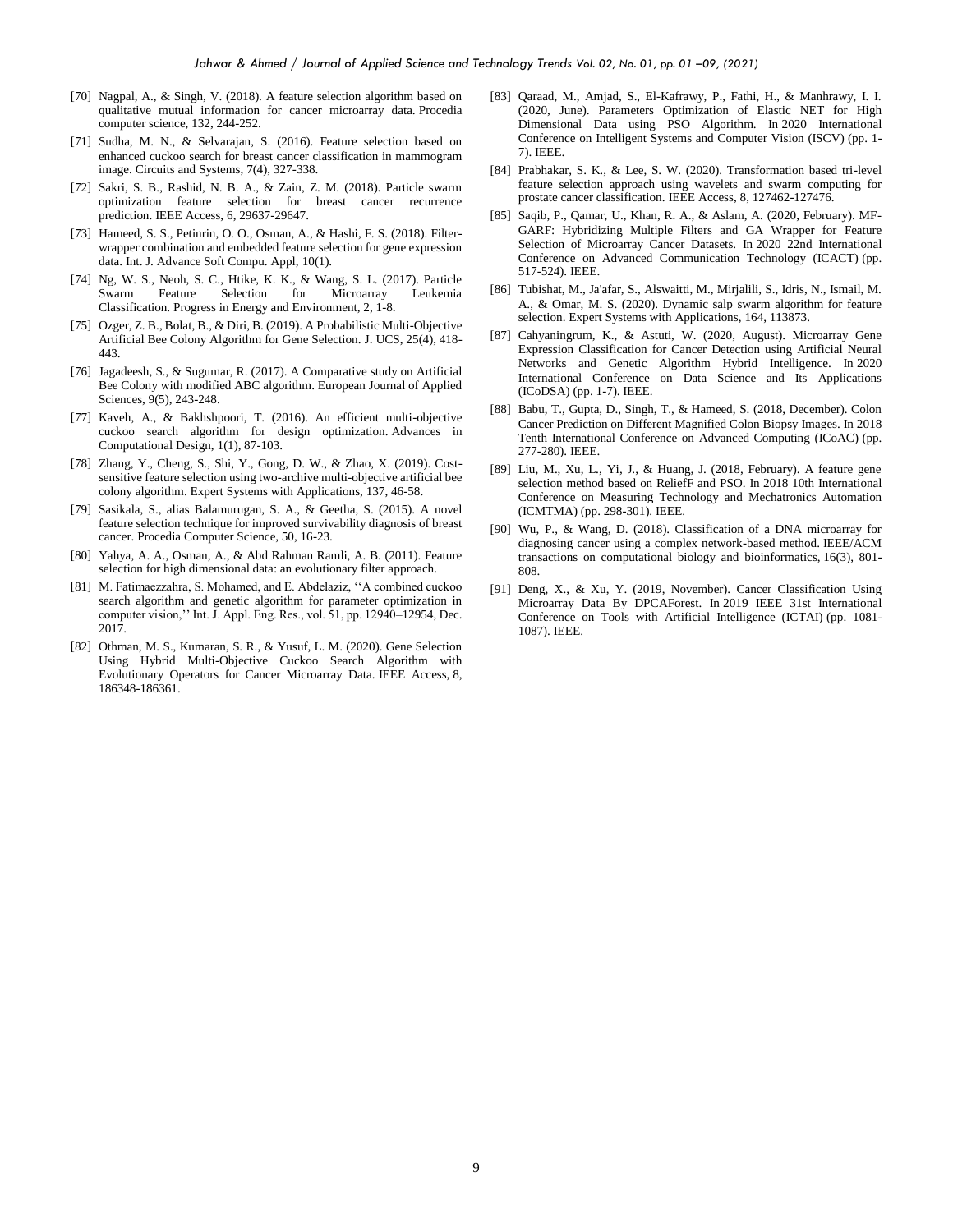[70] Nagpal, A., & Singh, V. (2018). A feature selection algorithm based on qualitative mutual information for cancer microarray data. Procedia computer science, 132, 244-252.

[71] Sudha, M. N., & Selvarajan, S. (2016). Feature selection based on enhanced cuckoo search for breast cancer classification in mammogram image. Circuits and Systems, 7(4), 327-338.

[72] Sakri, S. B., Rashid, N. B. A., & Zain, Z. M. (2018). Particle swarm optimization feature selection for breast cancer recurrence prediction. IEEE Access, 6, 29637-29647.

[73] Hameed, S. S., Petinrin, O. O., Osman, A., & Hashi, F. S. (2018). Filter-wrapper combination and embedded feature selection for gene expression data. Int. J. Advance Soft Compu. Appl, 10(1).

[74] Ng, W. S., Neoh, S. C., Htike, K. K., & Wang, S. L. (2017). Particle Swarm Feature Selection for Microarray Leukemia Classification. Progress in Energy and Environment, 2, 1-8.

[75] Ozger, Z. B., Bolat, B., & Diri, B. (2019). A Probabilistic Multi-Objective Artificial Bee Colony Algorithm for Gene Selection. J. UCS, 25(4), 418-443.

[76] Jagadeesh, S., & Sugumar, R. (2017). A Comparative study on Artificial Bee Colony with modified ABC algorithm. European Journal of Applied Sciences, 9(5), 243-248.

[77] Kaveh, A., & Bakhshpoori, T. (2016). An efficient multi-objective cuckoo search algorithm for design optimization. Advances in Computational Design, 1(1), 87-103.

[78] Zhang, Y., Cheng, S., Shi, Y., Gong, D. W., & Zhao, X. (2019). Cost-sensitive feature selection using two-archive multi-objective artificial bee colony algorithm. Expert Systems with Applications, 137, 46-58.

[79] Sasikala, S., alias Balamurugan, S. A., & Geetha, S. (2015). A novel feature selection technique for improved survivability diagnosis of breast cancer. Procedia Computer Science, 50, 16-23.

[80] Yahya, A. A., Osman, A., & Abd Rahman Ramli, A. B. (2011). Feature selection for high dimensional data: an evolutionary filter approach.

[81] M. Fatimaezzahra, S. Mohamed, and E. Abdelaziz, ''A combined cuckoo search algorithm and genetic algorithm for parameter optimization in computer vision,'' Int. J. Appl. Eng. Res., vol. 51, pp. 12940–12954, Dec. 2017.

[82] Othman, M. S., Kumaran, S. R., & Yusuf, L. M. (2020). Gene Selection Using Hybrid Multi-Objective Cuckoo Search Algorithm with Evolutionary Operators for Cancer Microarray Data. IEEE Access, 8, 186348-186361.

[83] Qaraad, M., Amjad, S., El-Kafrawy, P., Fathi, H., & Manhrawy, I. I. (2020, June). Parameters Optimization of Elastic NET for High Dimensional Data using PSO Algorithm. In 2020 International Conference on Intelligent Systems and Computer Vision (ISCV) (pp. 1-7). IEEE.

[84] Prabhakar, S. K., & Lee, S. W. (2020). Transformation based tri-level feature selection approach using wavelets and swarm computing for prostate cancer classification. IEEE Access, 8, 127462-127476.

[85] Saqib, P., Qamar, U., Khan, R. A., & Aslam, A. (2020, February). MF-GARF: Hybridizing Multiple Filters and GA Wrapper for Feature Selection of Microarray Cancer Datasets. In 2020 22nd International Conference on Advanced Communication Technology (ICACT) (pp. 517-524). IEEE.

[86] Tubishat, M., Ja'afar, S., Alswaitti, M., Mirjalili, S., Idris, N., Ismail, M. A., & Omar, M. S. (2020). Dynamic salp swarm algorithm for feature selection. Expert Systems with Applications, 164, 113873.

[87] Cahyaningrum, K., & Astuti, W. (2020, August). Microarray Gene Expression Classification for Cancer Detection using Artificial Neural Networks and Genetic Algorithm Hybrid Intelligence. In 2020 International Conference on Data Science and Its Applications (ICoDSA) (pp. 1-7). IEEE.

[88] Babu, T., Gupta, D., Singh, T., & Hameed, S. (2018, December). Colon Cancer Prediction on Different Magnified Colon Biopsy Images. In 2018 Tenth International Conference on Advanced Computing (ICoAC) (pp. 277-280). IEEE.

[89] Liu, M., Xu, L., Yi, J., & Huang, J. (2018, February). A feature gene selection method based on ReliefF and PSO. In 2018 10th International Conference on Measuring Technology and Mechatronics Automation (ICMTMA) (pp. 298-301). IEEE.

[90] Wu, P., & Wang, D. (2018). Classification of a DNA microarray for diagnosing cancer using a complex network-based method. IEEE/ACM transactions on computational biology and bioinformatics, 16(3), 801-808.

[91] Deng, X., & Xu, Y. (2019, November). Cancer Classification Using Microarray Data By DPCAForest. In 2019 IEEE 31st International Conference on Tools with Artificial Intelligence (ICTAI) (pp. 1081-1087). IEEE.